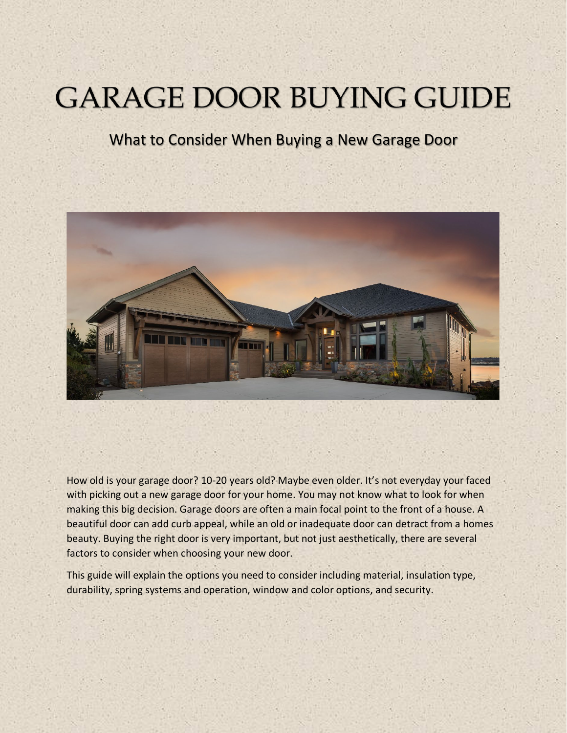# GARAGE DOOR BUYING GUIDE

## What to Consider When Buying a New Garage Door

How old is your garage door? 10-20 years old? Maybe even older. It's not everyday your faced with picking out a new garage door for your home. You may not know what to look for when making this big decision. Garage doors are often a main focal point to the front of a house. A beautiful door can add curb appeal, while an old or inadequate door can detract from a homes beauty. Buying the right door is very important, but not just aesthetically, there are several factors to consider when choosing your new door.

This guide will explain the options you need to consider including material, insulation type, durability, spring systems and operation, window and color options, and security.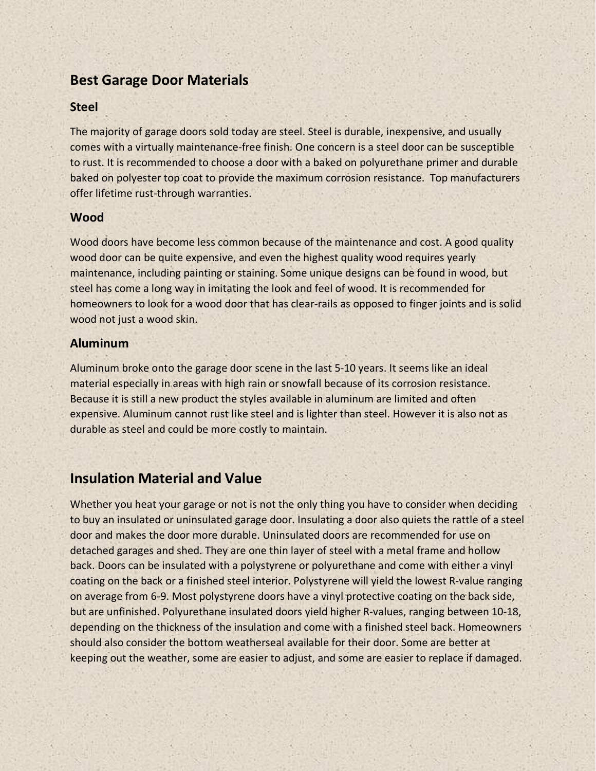## Best Garage Door Materials

### Steel

The majority of garage doors sold today are steel. Steel is durable, inexpensive, and usually comes with a virtually maintenance-free finish. One concern is a steel door can be susceptible to rust. It is recommended to choose a door with a baked on polyurethane primer and durable baked on polyester top coat to provide the maximum corrosion resistance. Top manufacturers offer lifetime rust-through warranties.

### Wood

Wood doors have become less common because of the maintenance and cost. A good quality wood door can be quite expensive, and even the highest quality wood requires yearly maintenance, including painting or staining. Some unique designs can be found in wood, but steel has come a long way in imitating the look and feel of wood. It is recommended for homeowners to look for a wood door that has clear-rails as opposed to finger joints and is solid wood not just a wood skin.

### Aluminum

Aluminum broke onto the garage door scene in the last 5-10 years. It seems like an ideal material especially in areas with high rain or snowfall because of its corrosion resistance. Because it is still a new product the styles available in aluminum are limited and often expensive. Aluminum cannot rust like steel and is lighter than steel. However it is also not as durable as steel and could be more costly to maintain.

## Insulation Material and Value

Whether you heat your garage or not is not the only thing you have to consider when deciding to buy an insulated or uninsulated garage door. Insulating a door also quiets the rattle of a steel door and makes the door more durable. Uninsulated doors are recommended for use on detached garages and shed. They are one thin layer of steel with a metal frame and hollow back. Doors can be insulated with a polystyrene or polyurethane and come with either a vinyl coating on the back or a finished steel interior. Polystyrene will yield the lowest R-value ranging on average from 6-9. Most polystyrene doors have a vinyl protective coating on the back side, but are unfinished. Polyurethane insulated doors yield higher R-values, ranging between 10-18, depending on the thickness of the insulation and come with a finished steel back. Homeowners should also consider the bottom weatherseal available for their door. Some are better at keeping out the weather, some are easier to adjust, and some are easier to replace if damaged.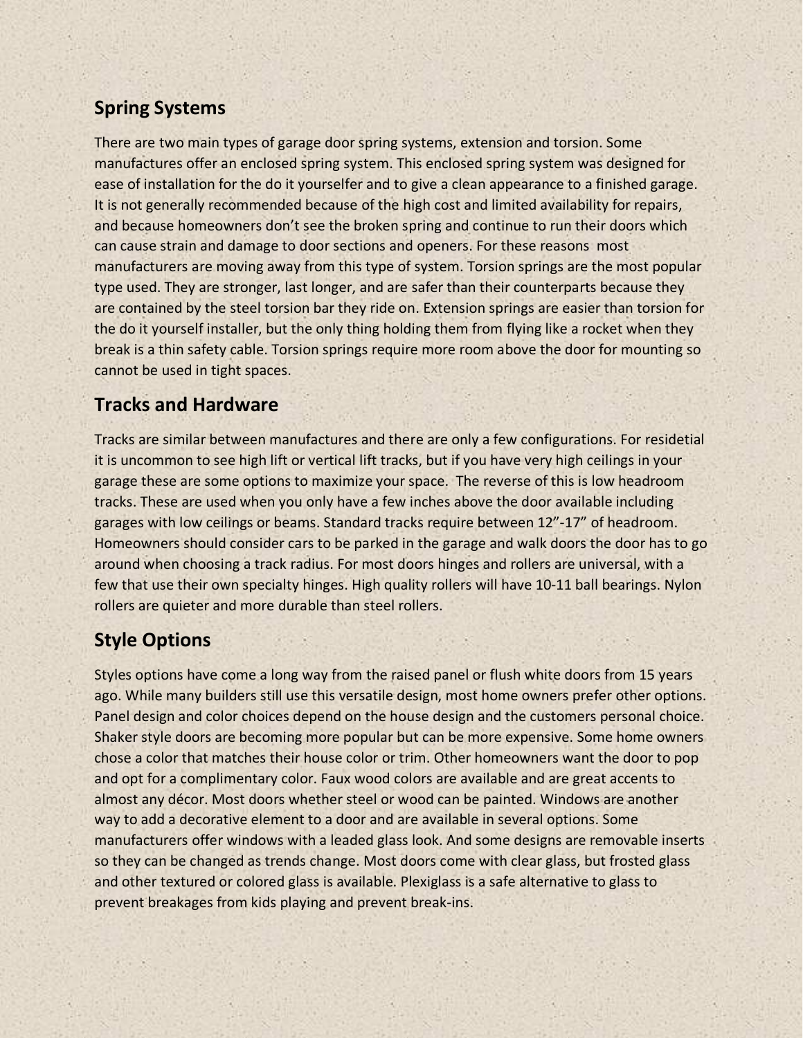## Spring Systems

There are two main types of garage door spring systems, extension and torsion. Some manufactures offer an enclosed spring system. This enclosed spring system was designed for ease of installation for the do it yourselfer and to give a clean appearance to a finished garage. It is not generally recommended because of the high cost and limited availability for repairs, and because homeowners don't see the broken spring and continue to run their doors which can cause strain and damage to door sections and openers. For these reasons most manufacturers are moving away from this type of system. Torsion springs are the most popular type used. They are stronger, last longer, and are safer than their counterparts because they are contained by the steel torsion bar they ride on. Extension springs are easier than torsion for the do it yourself installer, but the only thing holding them from flying like a rocket when they break is a thin safety cable. Torsion springs require more room above the door for mounting so cannot be used in tight spaces.

## Tracks and Hardware

Tracks are similar between manufactures and there are only a few configurations. For residetial it is uncommon to see high lift or vertical lift tracks, but if you have very high ceilings in your garage these are some options to maximize your space. The reverse of this is low headroom tracks. These are used when you only have a few inches above the door available including garages with low ceilings or beams. Standard tracks require between 12"-17" of headroom. Homeowners should consider cars to be parked in the garage and walk doors the door has to go around when choosing a track radius. For most doors hinges and rollers are universal, with a few that use their own specialty hinges. High quality rollers will have 10-11 ball bearings. Nylon rollers are quieter and more durable than steel rollers.

## Style Options

Styles options have come a long way from the raised panel or flush white doors from 15 years ago. While many builders still use this versatile design, most home owners prefer other options. Panel design and color choices depend on the house design and the customers personal choice. Shaker style doors are becoming more popular but can be more expensive. Some home owners chose a color that matches their house color or trim. Other homeowners want the door to pop and opt for a complimentary color. Faux wood colors are available and are great accents to almost any décor. Most doors whether steel or wood can be painted. Windows are another way to add a decorative element to a door and are available in several options. Some manufacturers offer windows with a leaded glass look. And some designs are removable inserts so they can be changed as trends change. Most doors come with clear glass, but frosted glass and other textured or colored glass is available. Plexiglass is a safe alternative to glass to prevent breakages from kids playing and prevent break-ins.